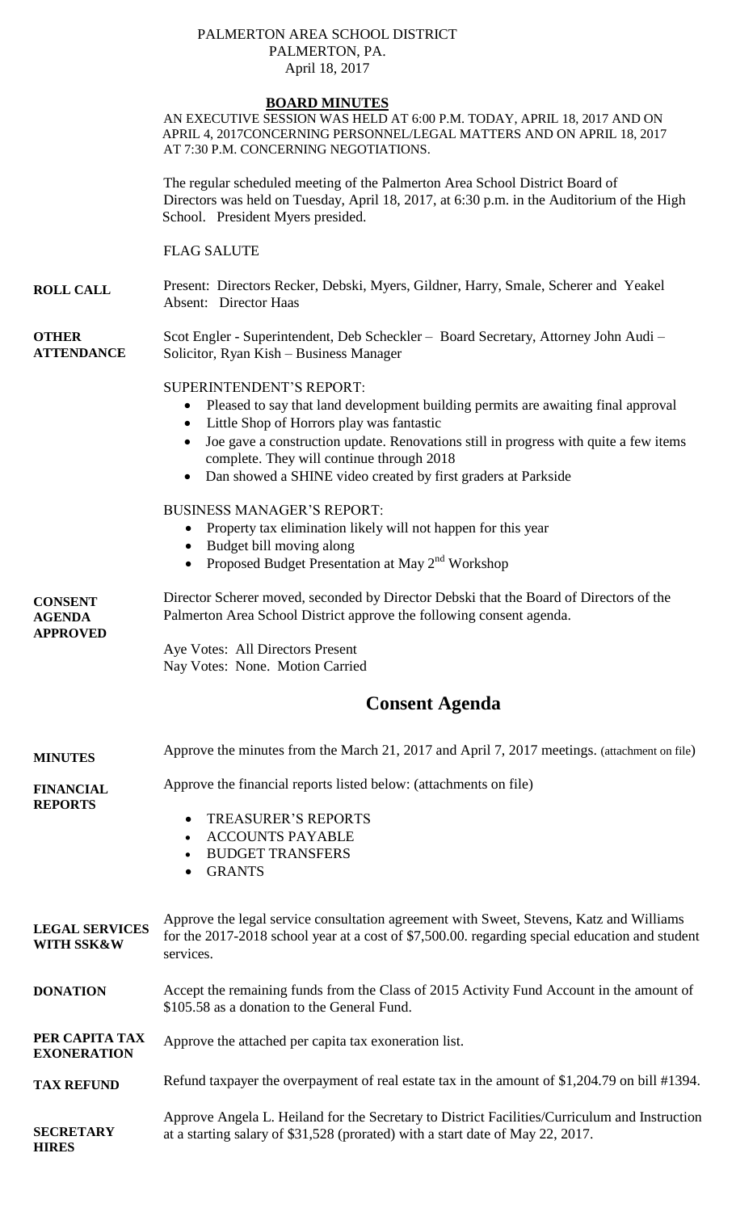PALMERTON AREA SCHOOL DISTRICT
PALMERTON, PA.
April 18, 2017

## BOARD MINUTES

AN EXECUTIVE SESSION WAS HELD AT 6:00 P.M. TODAY, APRIL 18, 2017 AND ON APRIL 4, 2017CONCERNING PERSONNEL/LEGAL MATTERS AND ON APRIL 18, 2017 AT 7:30 P.M. CONCERNING NEGOTIATIONS.

The regular scheduled meeting of the Palmerton Area School District Board of Directors was held on Tuesday, April 18, 2017, at 6:30 p.m. in the Auditorium of the High School. President Myers presided.

FLAG SALUTE

**ROLL CALL** Present: Directors Recker, Debski, Myers, Gildner, Harry, Smale, Scherer and Yeakel
Absent: Director Haas

**OTHER ATTENDANCE** Scot Engler - Superintendent, Deb Scheckler – Board Secretary, Attorney John Audi – Solicitor, Ryan Kish – Business Manager

SUPERINTENDENT'S REPORT:

- Pleased to say that land development building permits are awaiting final approval
- Little Shop of Horrors play was fantastic
- Joe gave a construction update. Renovations still in progress with quite a few items complete. They will continue through 2018
- Dan showed a SHINE video created by first graders at Parkside

BUSINESS MANAGER'S REPORT:

- Property tax elimination likely will not happen for this year
- Budget bill moving along
- Proposed Budget Presentation at May 2nd Workshop

**CONSENT AGENDA APPROVED** Director Scherer moved, seconded by Director Debski that the Board of Directors of the Palmerton Area School District approve the following consent agenda.

Aye Votes: All Directors Present
Nay Votes: None. Motion Carried

## Consent Agenda

**MINUTES** Approve the minutes from the March 21, 2017 and April 7, 2017 meetings. (attachment on file)

**FINANCIAL REPORTS** Approve the financial reports listed below: (attachments on file)

- TREASURER'S REPORTS
- ACCOUNTS PAYABLE
- BUDGET TRANSFERS
- GRANTS

**LEGAL SERVICES WITH SSK&W** Approve the legal service consultation agreement with Sweet, Stevens, Katz and Williams for the 2017-2018 school year at a cost of $7,500.00. regarding special education and student services.

**DONATION** Accept the remaining funds from the Class of 2015 Activity Fund Account in the amount of $105.58 as a donation to the General Fund.

**PER CAPITA TAX EXONERATION** Approve the attached per capita tax exoneration list.

**TAX REFUND** Refund taxpayer the overpayment of real estate tax in the amount of $1,204.79 on bill #1394.

**SECRETARY HIRES** Approve Angela L. Heiland for the Secretary to District Facilities/Curriculum and Instruction at a starting salary of $31,528 (prorated) with a start date of May 22, 2017.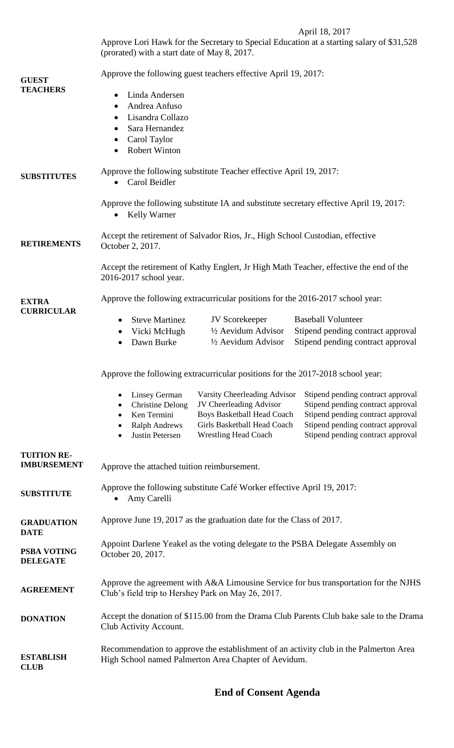April 18, 2017

Approve Lori Hawk for the Secretary to Special Education at a starting salary of $31,528 (prorated) with a start date of May 8, 2017.

**GUEST TEACHERS**

Approve the following guest teachers effective April 19, 2017:

- Linda Andersen
- Andrea Anfuso
- Lisandra Collazo
- Sara Hernandez
- Carol Taylor
- Robert Winton

**SUBSTITUTES**

Approve the following substitute Teacher effective April 19, 2017:

- Carol Beidler

Approve the following substitute IA and substitute secretary effective April 19, 2017:

- Kelly Warner

**RETIREMENTS**

Accept the retirement of Salvador Rios, Jr., High School Custodian, effective October 2, 2017.

Accept the retirement of Kathy Englert, Jr High Math Teacher, effective the end of the 2016-2017 school year.

**EXTRA CURRICULAR**

Approve the following extracurricular positions for the 2016-2017 school year:

| | | |
|---|---|---|
| Steve Martinez | JV Scorekeeper | Baseball Volunteer |
| Vicki McHugh | ½ Aevidum Advisor | Stipend pending contract approval |
| Dawn Burke | ½ Aevidum Advisor | Stipend pending contract approval |

Approve the following extracurricular positions for the 2017-2018 school year:

| | | |
|---|---|---|
| Linsey German | Varsity Cheerleading Advisor | Stipend pending contract approval |
| Christine Delong | JV Cheerleading Advisor | Stipend pending contract approval |
| Ken Termini | Boys Basketball Head Coach | Stipend pending contract approval |
| Ralph Andrews | Girls Basketball Head Coach | Stipend pending contract approval |
| Justin Petersen | Wrestling Head Coach | Stipend pending contract approval |

**TUITION RE-IMBURSEMENT**

Approve the attached tuition reimbursement.

**SUBSTITUTE**

Approve the following substitute Café Worker effective April 19, 2017:

- Amy Carelli

**GRADUATION DATE**

Approve June 19, 2017 as the graduation date for the Class of 2017.

**PSBA VOTING DELEGATE**

Appoint Darlene Yeakel as the voting delegate to the PSBA Delegate Assembly on October 20, 2017.

**AGREEMENT**

Approve the agreement with A&A Limousine Service for bus transportation for the NJHS Club's field trip to Hershey Park on May 26, 2017.

**DONATION**

Accept the donation of $115.00 from the Drama Club Parents Club bake sale to the Drama Club Activity Account.

**ESTABLISH CLUB**

Recommendation to approve the establishment of an activity club in the Palmerton Area High School named Palmerton Area Chapter of Aevidum.

## End of Consent Agenda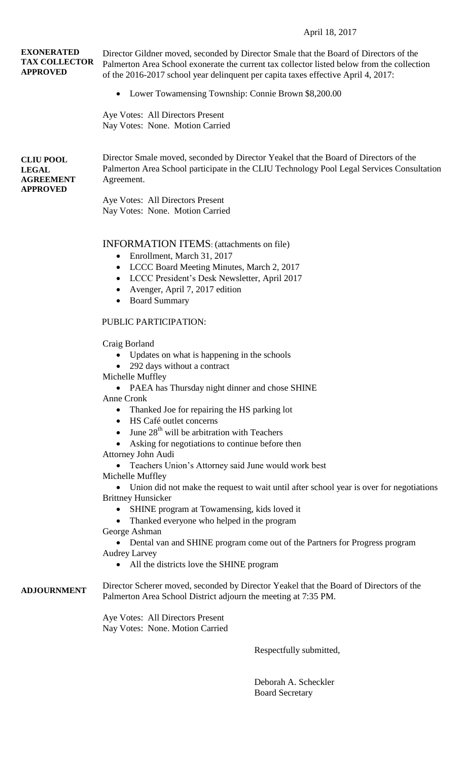April 18, 2017

**EXONERATED TAX COLLECTOR APPROVED**

Director Gildner moved, seconded by Director Smale that the Board of Directors of the Palmerton Area School exonerate the current tax collector listed below from the collection of the 2016-2017 school year delinquent per capita taxes effective April 4, 2017:

- Lower Towamensing Township: Connie Brown $8,200.00

Aye Votes: All Directors Present
Nay Votes: None. Motion Carried

**CLIU POOL LEGAL AGREEMENT APPROVED**

Director Smale moved, seconded by Director Yeakel that the Board of Directors of the Palmerton Area School participate in the CLIU Technology Pool Legal Services Consultation Agreement.

Aye Votes: All Directors Present
Nay Votes: None. Motion Carried

INFORMATION ITEMS: (attachments on file)

- Enrollment, March 31, 2017
- LCCC Board Meeting Minutes, March 2, 2017
- LCCC President's Desk Newsletter, April 2017
- Avenger, April 7, 2017 edition
- Board Summary

PUBLIC PARTICIPATION:

Craig Borland

- Updates on what is happening in the schools
- 292 days without a contract

Michelle Muffley

- PAEA has Thursday night dinner and chose SHINE

Anne Cronk

- Thanked Joe for repairing the HS parking lot
- HS Café outlet concerns
- June 28th will be arbitration with Teachers
- Asking for negotiations to continue before then

Attorney John Audi

- Teachers Union's Attorney said June would work best

Michelle Muffley

- Union did not make the request to wait until after school year is over for negotiations

Brittney Hunsicker

- SHINE program at Towamensing, kids loved it
- Thanked everyone who helped in the program

George Ashman

- Dental van and SHINE program come out of the Partners for Progress program

Audrey Larvey

- All the districts love the SHINE program

**ADJOURNMENT**

Director Scherer moved, seconded by Director Yeakel that the Board of Directors of the Palmerton Area School District adjourn the meeting at 7:35 PM.

Aye Votes: All Directors Present
Nay Votes: None. Motion Carried

Respectfully submitted,

Deborah A. Scheckler
Board Secretary